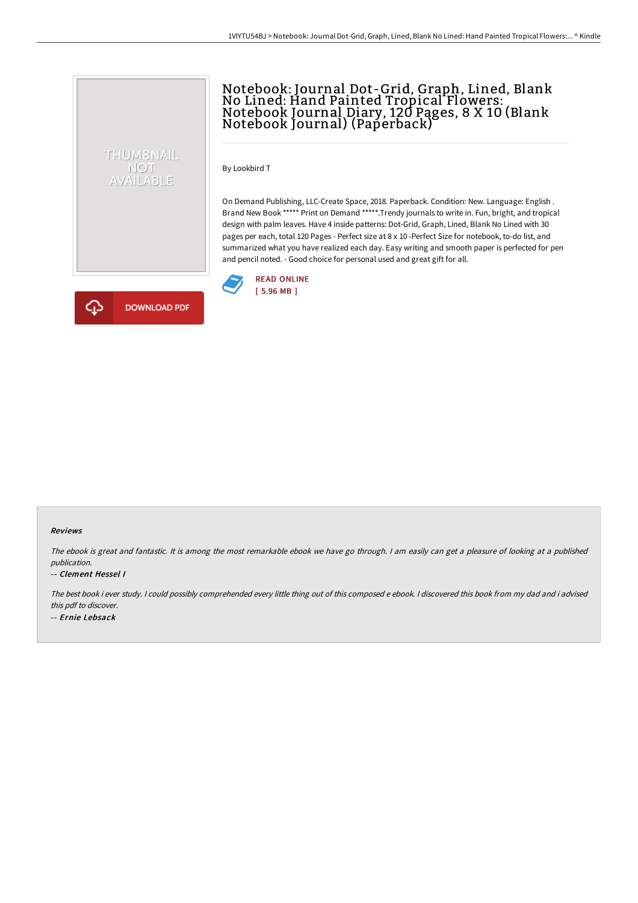# Notebook: Journal Dot-Grid, Graph, Lined, Blank No Lined: Hand Painted Tropical Flowers: Notebook Journal Diary, 120 Pages, 8 X 10 (Blank Notebook Journal) (Paperback)

THUMBNAIL NOT AVAILABLE

By Lookbird T

On Demand Publishing, LLC-Create Space, 2018. Paperback. Condition: New. Language: English . Brand New Book ***** Print on Demand *****.Trendy journals to write in. Fun, bright, and tropical design with palm leaves. Have 4 inside patterns: Dot-Grid, Graph, Lined, Blank No Lined with 30 pages per each, total 120 Pages - Perfect size at 8 x 10 -Perfect Size for notebook, to-do list, and summarized what you have realized each day. Easy writing and smooth paper is perfected for pen and pencil noted. - Good choice for personal used and great gift for all.

READ ONLINE
[ 5.96 MB ]

DOWNLOAD PDF

#### Reviews

*The ebook is great and fantastic. It is among the most remarkable ebook we have go through. I am easily can get a pleasure of looking at a published publication.*

-- ***Clement Hessel I***

*The best book i ever study. I could possibly comprehended every little thing out of this composed e ebook. I discovered this book from my dad and i advised this pdf to discover.*

-- ***Ernie Lebsack***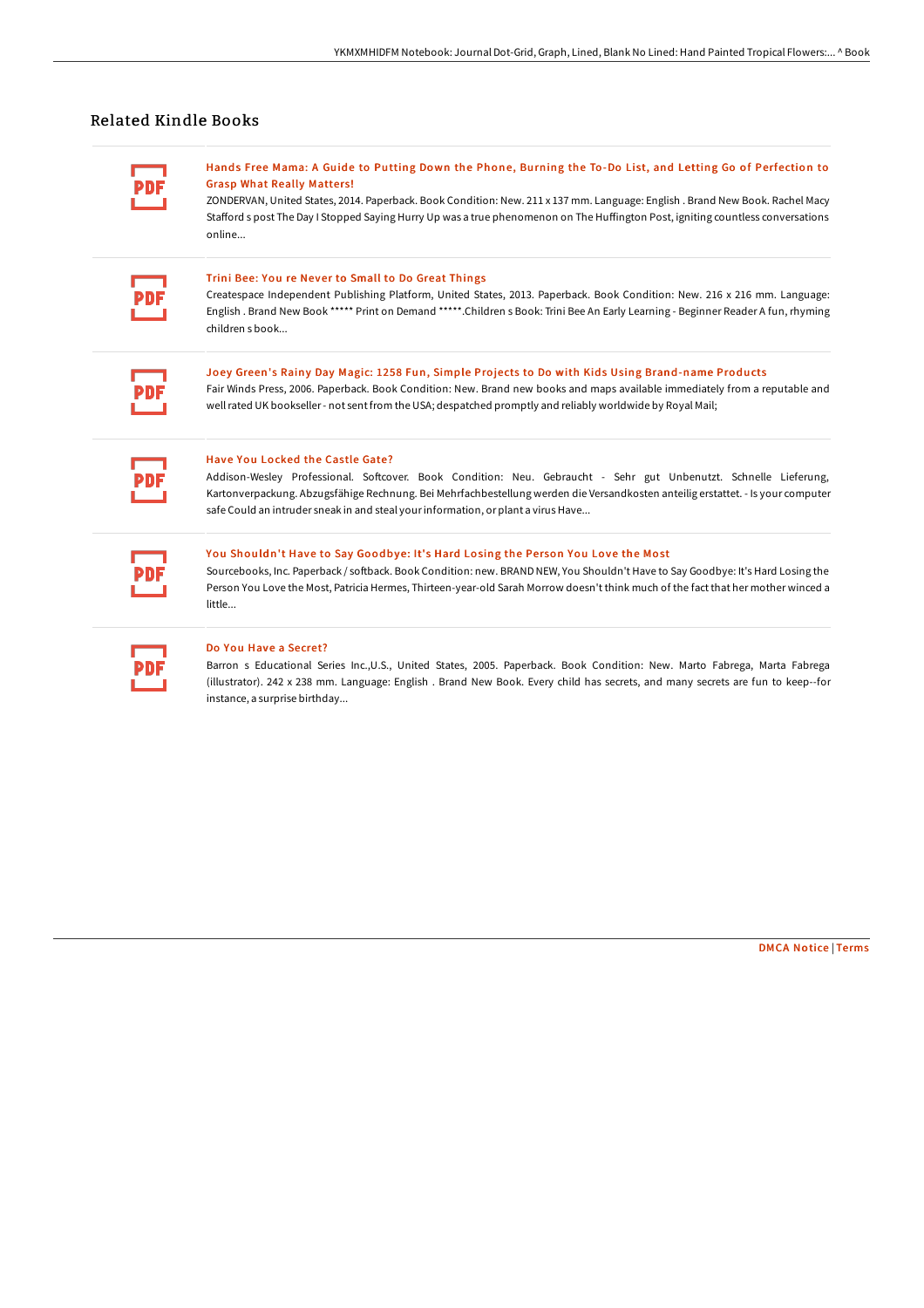## Related Kindle Books

### Hands Free Mama: A Guide to Putting Down the Phone, Burning the To-Do List, and Letting Go of Perfection to Grasp What Really Matters!

ZONDERVAN, United States, 2014. Paperback. Book Condition: New. 211 x 137 mm. Language: English . Brand New Book. Rachel Macy Stafford s post The Day I Stopped Saying Hurry Up was a true phenomenon on The Huffington Post, igniting countless conversations online...

### Trini Bee: You re Never to Small to Do Great Things

Createspace Independent Publishing Platform, United States, 2013. Paperback. Book Condition: New. 216 x 216 mm. Language: English . Brand New Book ***** Print on Demand *****.Children s Book: Trini Bee An Early Learning - Beginner Reader A fun, rhyming children s book...

### Joey Green's Rainy Day Magic: 1258 Fun, Simple Projects to Do with Kids Using Brand-name Products

Fair Winds Press, 2006. Paperback. Book Condition: New. Brand new books and maps available immediately from a reputable and well rated UK bookseller - not sent from the USA; despatched promptly and reliably worldwide by Royal Mail;

### Have You Locked the Castle Gate?

Addison-Wesley Professional. Softcover. Book Condition: Neu. Gebraucht - Sehr gut Unbenutzt. Schnelle Lieferung, Kartonverpackung. Abzugsfähige Rechnung. Bei Mehrfachbestellung werden die Versandkosten anteilig erstattet. - Is your computer safe Could an intruder sneak in and steal your information, or plant a virus Have...

### You Shouldn't Have to Say Goodbye: It's Hard Losing the Person You Love the Most

Sourcebooks, Inc. Paperback / softback. Book Condition: new. BRAND NEW, You Shouldn't Have to Say Goodbye: It's Hard Losing the Person You Love the Most, Patricia Hermes, Thirteen-year-old Sarah Morrow doesn't think much of the fact that her mother winced a little...

### Do You Have a Secret?

Barron s Educational Series Inc.,U.S., United States, 2005. Paperback. Book Condition: New. Marto Fabrega, Marta Fabrega (illustrator). 242 x 238 mm. Language: English . Brand New Book. Every child has secrets, and many secrets are fun to keep--for instance, a surprise birthday...

DMCA Notice | Terms